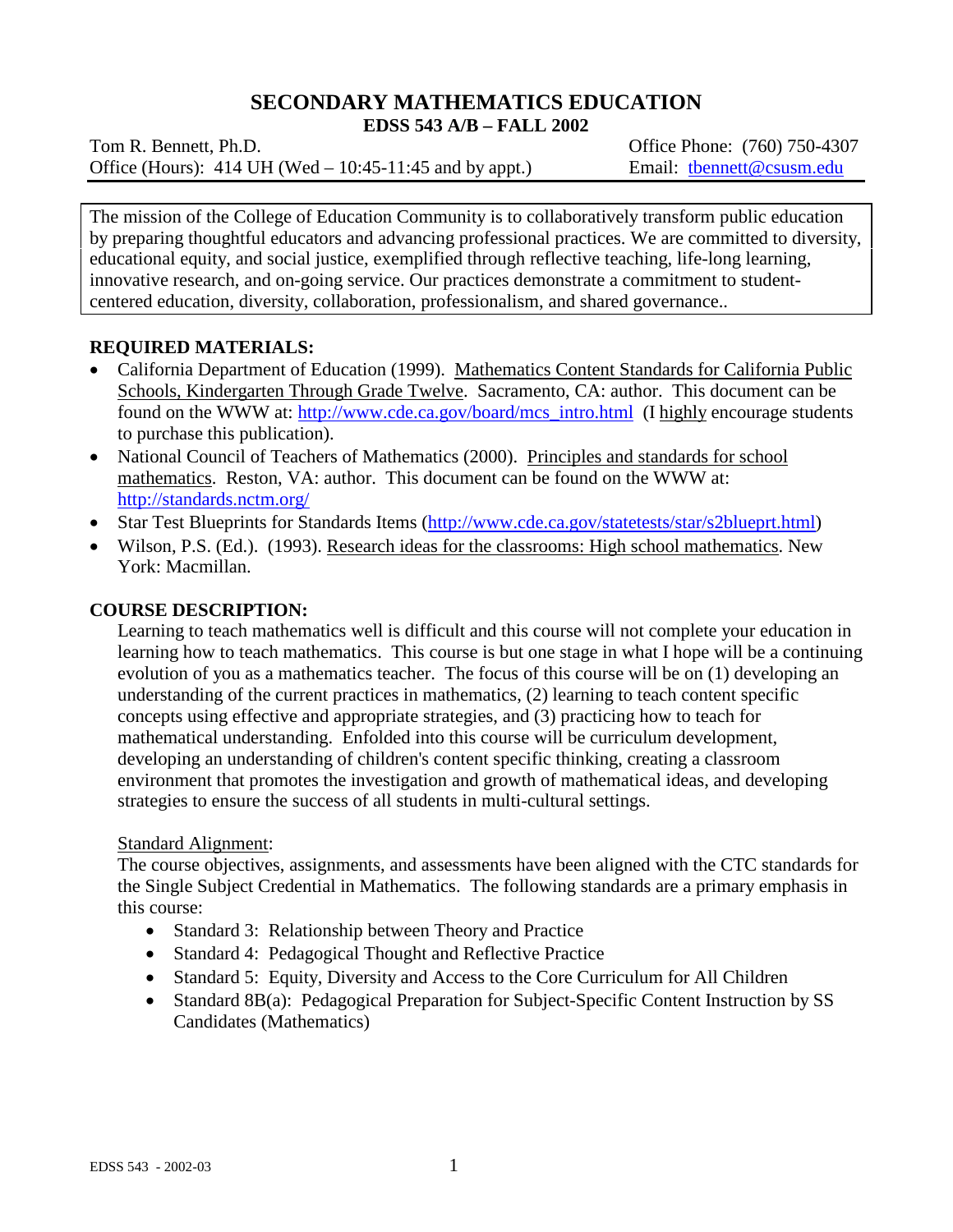# SECONDARY MATHEMATICS EDUCATION

## EDSS 543 A/B – FALL 2002

Tom R. Bennett, Ph.D.
Office (Hours): 414 UH (Wed – 10:45-11:45 and by appt.)

Office Phone: (760) 750-4307
Email: tbennett@csusm.edu

> The mission of the College of Education Community is to collaboratively transform public education by preparing thoughtful educators and advancing professional practices. We are committed to diversity, educational equity, and social justice, exemplified through reflective teaching, life-long learning, innovative research, and on-going service. Our practices demonstrate a commitment to student-centered education, diversity, collaboration, professionalism, and shared governance..

### REQUIRED MATERIALS:

- California Department of Education (1999). Mathematics Content Standards for California Public Schools, Kindergarten Through Grade Twelve. Sacramento, CA: author. This document can be found on the WWW at: http://www.cde.ca.gov/board/mcs_intro.html (I highly encourage students to purchase this publication).
- National Council of Teachers of Mathematics (2000). Principles and standards for school mathematics. Reston, VA: author. This document can be found on the WWW at: http://standards.nctm.org/
- Star Test Blueprints for Standards Items (http://www.cde.ca.gov/statetests/star/s2blueprt.html)
- Wilson, P.S. (Ed.). (1993). Research ideas for the classrooms: High school mathematics. New York: Macmillan.

### COURSE DESCRIPTION:

Learning to teach mathematics well is difficult and this course will not complete your education in learning how to teach mathematics. This course is but one stage in what I hope will be a continuing evolution of you as a mathematics teacher. The focus of this course will be on (1) developing an understanding of the current practices in mathematics, (2) learning to teach content specific concepts using effective and appropriate strategies, and (3) practicing how to teach for mathematical understanding. Enfolded into this course will be curriculum development, developing an understanding of children's content specific thinking, creating a classroom environment that promotes the investigation and growth of mathematical ideas, and developing strategies to ensure the success of all students in multi-cultural settings.

Standard Alignment:

The course objectives, assignments, and assessments have been aligned with the CTC standards for the Single Subject Credential in Mathematics. The following standards are a primary emphasis in this course:

- Standard 3: Relationship between Theory and Practice
- Standard 4: Pedagogical Thought and Reflective Practice
- Standard 5: Equity, Diversity and Access to the Core Curriculum for All Children
- Standard 8B(a): Pedagogical Preparation for Subject-Specific Content Instruction by SS Candidates (Mathematics)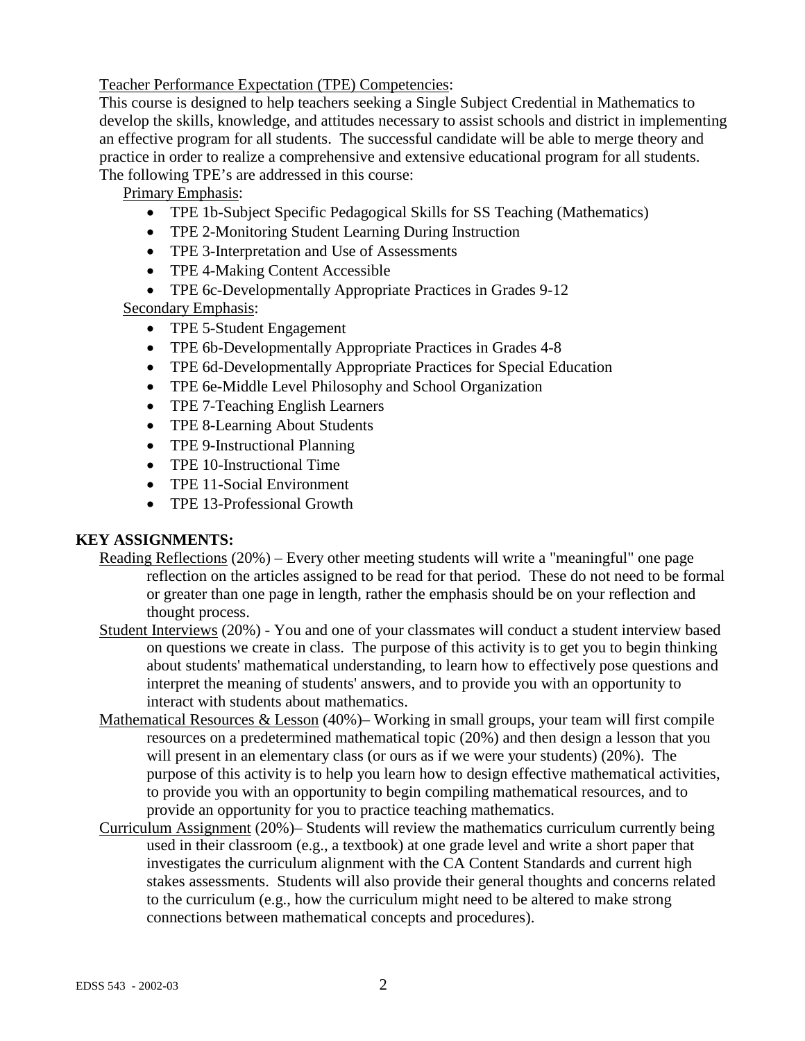Teacher Performance Expectation (TPE) Competencies:

This course is designed to help teachers seeking a Single Subject Credential in Mathematics to develop the skills, knowledge, and attitudes necessary to assist schools and district in implementing an effective program for all students. The successful candidate will be able to merge theory and practice in order to realize a comprehensive and extensive educational program for all students. The following TPE's are addressed in this course:

Primary Emphasis:

- TPE 1b-Subject Specific Pedagogical Skills for SS Teaching (Mathematics)
- TPE 2-Monitoring Student Learning During Instruction
- TPE 3-Interpretation and Use of Assessments
- TPE 4-Making Content Accessible
- TPE 6c-Developmentally Appropriate Practices in Grades 9-12

Secondary Emphasis:

- TPE 5-Student Engagement
- TPE 6b-Developmentally Appropriate Practices in Grades 4-8
- TPE 6d-Developmentally Appropriate Practices for Special Education
- TPE 6e-Middle Level Philosophy and School Organization
- TPE 7-Teaching English Learners
- TPE 8-Learning About Students
- TPE 9-Instructional Planning
- TPE 10-Instructional Time
- TPE 11-Social Environment
- TPE 13-Professional Growth

## KEY ASSIGNMENTS:

Reading Reflections (20%) – Every other meeting students will write a "meaningful" one page reflection on the articles assigned to be read for that period. These do not need to be formal or greater than one page in length, rather the emphasis should be on your reflection and thought process.

Student Interviews (20%) - You and one of your classmates will conduct a student interview based on questions we create in class. The purpose of this activity is to get you to begin thinking about students' mathematical understanding, to learn how to effectively pose questions and interpret the meaning of students' answers, and to provide you with an opportunity to interact with students about mathematics.

Mathematical Resources & Lesson (40%)– Working in small groups, your team will first compile resources on a predetermined mathematical topic (20%) and then design a lesson that you will present in an elementary class (or ours as if we were your students) (20%). The purpose of this activity is to help you learn how to design effective mathematical activities, to provide you with an opportunity to begin compiling mathematical resources, and to provide an opportunity for you to practice teaching mathematics.

Curriculum Assignment (20%)– Students will review the mathematics curriculum currently being used in their classroom (e.g., a textbook) at one grade level and write a short paper that investigates the curriculum alignment with the CA Content Standards and current high stakes assessments. Students will also provide their general thoughts and concerns related to the curriculum (e.g., how the curriculum might need to be altered to make strong connections between mathematical concepts and procedures).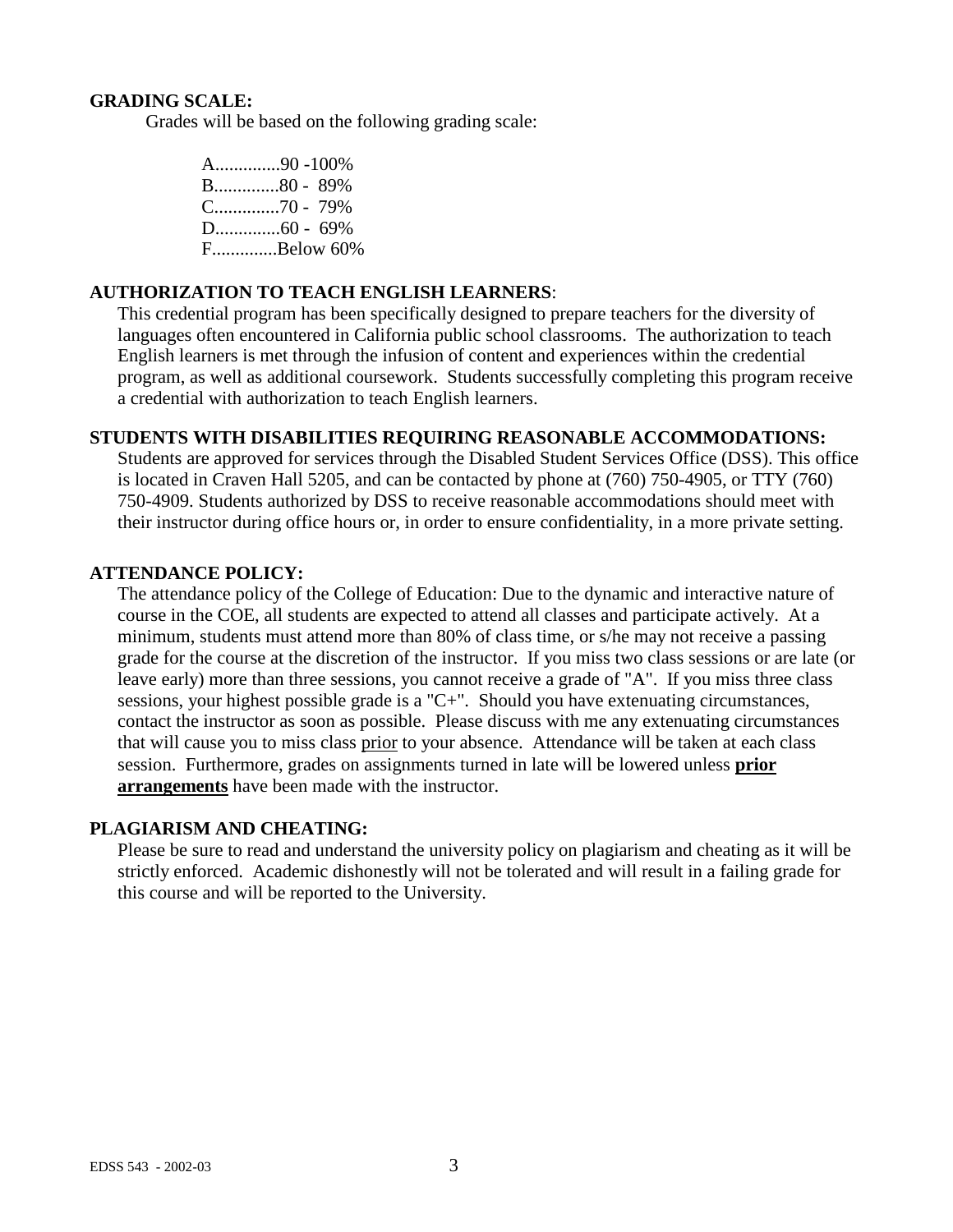**GRADING SCALE:**

Grades will be based on the following grading scale:

A..............90 -100%
B..............80 - 89%
C..............70 - 79%
D..............60 - 69%
F..............Below 60%

**AUTHORIZATION TO TEACH ENGLISH LEARNERS**:

This credential program has been specifically designed to prepare teachers for the diversity of languages often encountered in California public school classrooms. The authorization to teach English learners is met through the infusion of content and experiences within the credential program, as well as additional coursework. Students successfully completing this program receive a credential with authorization to teach English learners.

**STUDENTS WITH DISABILITIES REQUIRING REASONABLE ACCOMMODATIONS:**

Students are approved for services through the Disabled Student Services Office (DSS). This office is located in Craven Hall 5205, and can be contacted by phone at (760) 750-4905, or TTY (760) 750-4909. Students authorized by DSS to receive reasonable accommodations should meet with their instructor during office hours or, in order to ensure confidentiality, in a more private setting.

**ATTENDANCE POLICY:**

The attendance policy of the College of Education: Due to the dynamic and interactive nature of course in the COE, all students are expected to attend all classes and participate actively. At a minimum, students must attend more than 80% of class time, or s/he may not receive a passing grade for the course at the discretion of the instructor. If you miss two class sessions or are late (or leave early) more than three sessions, you cannot receive a grade of "A". If you miss three class sessions, your highest possible grade is a "C+". Should you have extenuating circumstances, contact the instructor as soon as possible. Please discuss with me any extenuating circumstances that will cause you to miss class prior to your absence. Attendance will be taken at each class session. Furthermore, grades on assignments turned in late will be lowered unless **prior arrangements** have been made with the instructor.

**PLAGIARISM AND CHEATING:**

Please be sure to read and understand the university policy on plagiarism and cheating as it will be strictly enforced. Academic dishonestly will not be tolerated and will result in a failing grade for this course and will be reported to the University.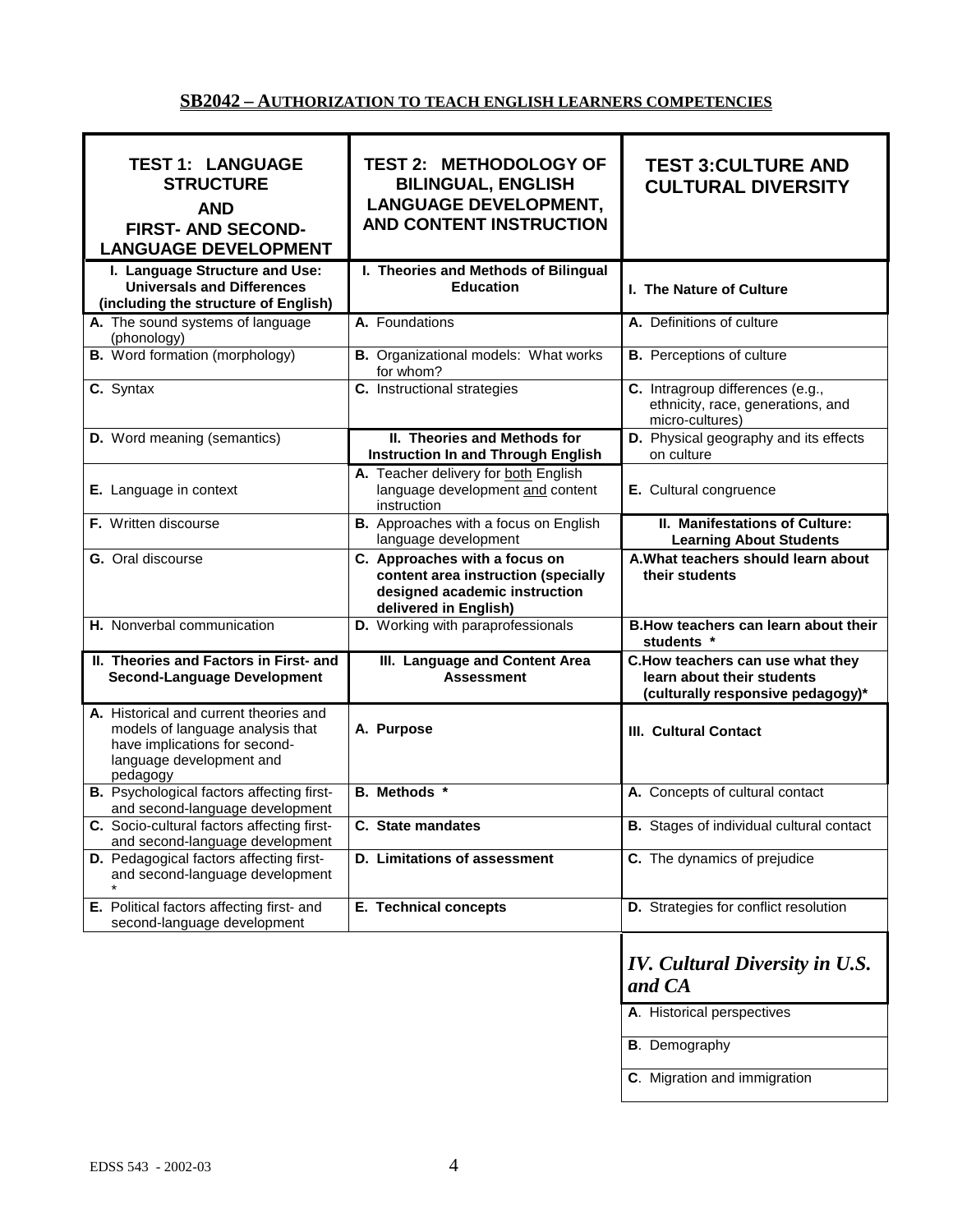## SB2042 – AUTHORIZATION TO TEACH ENGLISH LEARNERS COMPETENCIES

| TEST 1: LANGUAGE STRUCTURE AND FIRST- AND SECOND-LANGUAGE DEVELOPMENT | TEST 2: METHODOLOGY OF BILINGUAL, ENGLISH LANGUAGE DEVELOPMENT, AND CONTENT INSTRUCTION | TEST 3: CULTURE AND CULTURAL DIVERSITY |
|---|---|---|
| **I. Language Structure and Use: Universals and Differences (including the structure of English)** | **I. Theories and Methods of Bilingual Education** | **I. The Nature of Culture** |
| **A.** The sound systems of language (phonology) | **A.** Foundations | **A.** Definitions of culture |
| **B.** Word formation (morphology) | **B.** Organizational models: What works for whom? | **B.** Perceptions of culture |
| **C.** Syntax | **C.** Instructional strategies | **C.** Intragroup differences (e.g., ethnicity, race, generations, and micro-cultures) |
| **D.** Word meaning (semantics) | **II. Theories and Methods for Instruction In and Through English** | **D.** Physical geography and its effects on culture |
| **E.** Language in context | **A.** Teacher delivery for both English language development and content instruction | **E.** Cultural congruence |
| **F.** Written discourse | **B.** Approaches with a focus on English language development | **II. Manifestations of Culture: Learning About Students** |
| **G.** Oral discourse | **C. Approaches with a focus on content area instruction (specially designed academic instruction delivered in English)** | **A. What teachers should learn about their students** |
| **H.** Nonverbal communication | **D.** Working with paraprofessionals | **B. How teachers can learn about their students \*** |
| **II. Theories and Factors in First- and Second-Language Development** | **III. Language and Content Area Assessment** | **C. How teachers can use what they learn about their students (culturally responsive pedagogy)\*** |
| **A.** Historical and current theories and models of language analysis that have implications for second-language development and pedagogy | **A. Purpose** | **III. Cultural Contact** |
| **B.** Psychological factors affecting first- and second-language development | **B. Methods \*** | **A.** Concepts of cultural contact |
| **C.** Socio-cultural factors affecting first- and second-language development | **C. State mandates** | **B.** Stages of individual cultural contact |
| **D.** Pedagogical factors affecting first- and second-language development \* | **D. Limitations of assessment** | **C.** The dynamics of prejudice |
| **E.** Political factors affecting first- and second-language development | **E. Technical concepts** | **D.** Strategies for conflict resolution |
| | | ***IV. Cultural Diversity in U.S. and CA*** |
| | | **A**. Historical perspectives |
| | | **B**. Demography |
| | | **C**. Migration and immigration |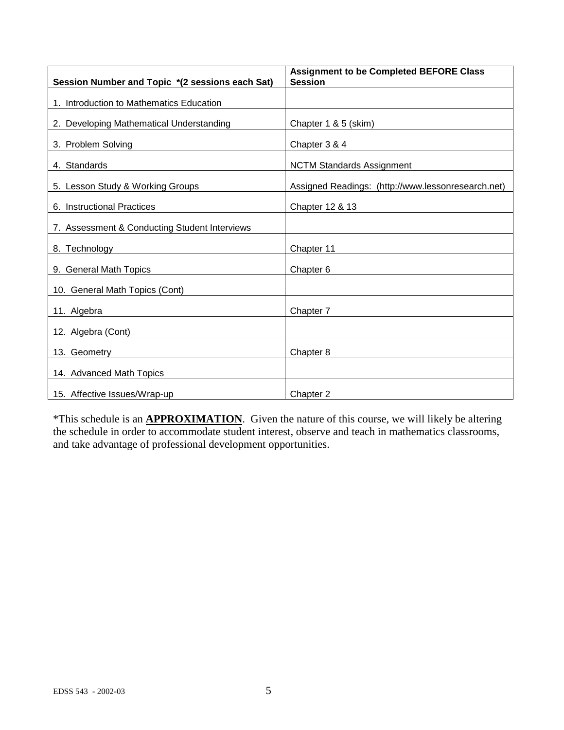| Session Number and Topic *(2 sessions each Sat) | Assignment to be Completed BEFORE Class Session |
|---|---|
| 1. Introduction to Mathematics Education | |
| 2. Developing Mathematical Understanding | Chapter 1 & 5 (skim) |
| 3. Problem Solving | Chapter 3 & 4 |
| 4. Standards | NCTM Standards Assignment |
| 5. Lesson Study & Working Groups | Assigned Readings: (http://www.lessonresearch.net) |
| 6. Instructional Practices | Chapter 12 & 13 |
| 7. Assessment & Conducting Student Interviews | |
| 8. Technology | Chapter 11 |
| 9. General Math Topics | Chapter 6 |
| 10. General Math Topics (Cont) | |
| 11. Algebra | Chapter 7 |
| 12. Algebra (Cont) | |
| 13. Geometry | Chapter 8 |
| 14. Advanced Math Topics | |
| 15. Affective Issues/Wrap-up | Chapter 2 |

*This schedule is an **APPROXIMATION**. Given the nature of this course, we will likely be altering the schedule in order to accommodate student interest, observe and teach in mathematics classrooms, and take advantage of professional development opportunities.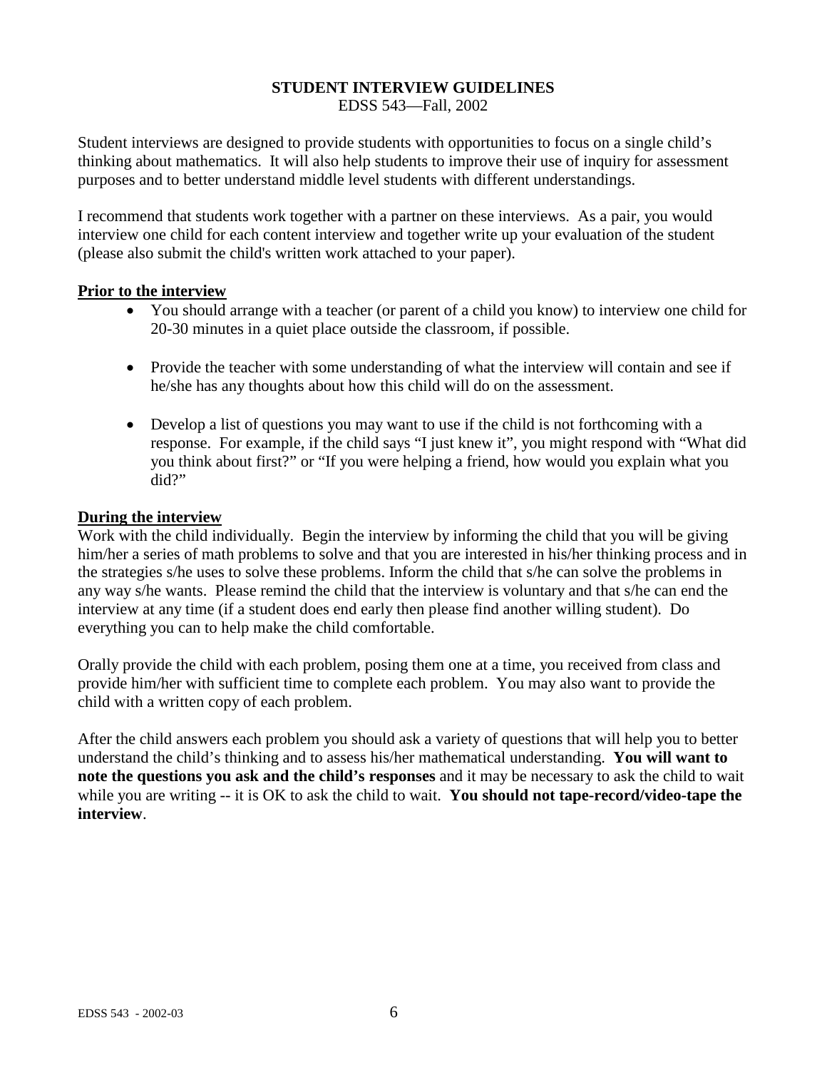# STUDENT INTERVIEW GUIDELINES

EDSS 543—Fall, 2002

Student interviews are designed to provide students with opportunities to focus on a single child's thinking about mathematics. It will also help students to improve their use of inquiry for assessment purposes and to better understand middle level students with different understandings.

I recommend that students work together with a partner on these interviews. As a pair, you would interview one child for each content interview and together write up your evaluation of the student (please also submit the child's written work attached to your paper).

## Prior to the interview

- You should arrange with a teacher (or parent of a child you know) to interview one child for 20-30 minutes in a quiet place outside the classroom, if possible.
- Provide the teacher with some understanding of what the interview will contain and see if he/she has any thoughts about how this child will do on the assessment.
- Develop a list of questions you may want to use if the child is not forthcoming with a response. For example, if the child says "I just knew it", you might respond with "What did you think about first?" or "If you were helping a friend, how would you explain what you did?"

## During the interview

Work with the child individually. Begin the interview by informing the child that you will be giving him/her a series of math problems to solve and that you are interested in his/her thinking process and in the strategies s/he uses to solve these problems. Inform the child that s/he can solve the problems in any way s/he wants. Please remind the child that the interview is voluntary and that s/he can end the interview at any time (if a student does end early then please find another willing student). Do everything you can to help make the child comfortable.

Orally provide the child with each problem, posing them one at a time, you received from class and provide him/her with sufficient time to complete each problem. You may also want to provide the child with a written copy of each problem.

After the child answers each problem you should ask a variety of questions that will help you to better understand the child's thinking and to assess his/her mathematical understanding. **You will want to note the questions you ask and the child's responses** and it may be necessary to ask the child to wait while you are writing -- it is OK to ask the child to wait. **You should not tape-record/video-tape the interview**.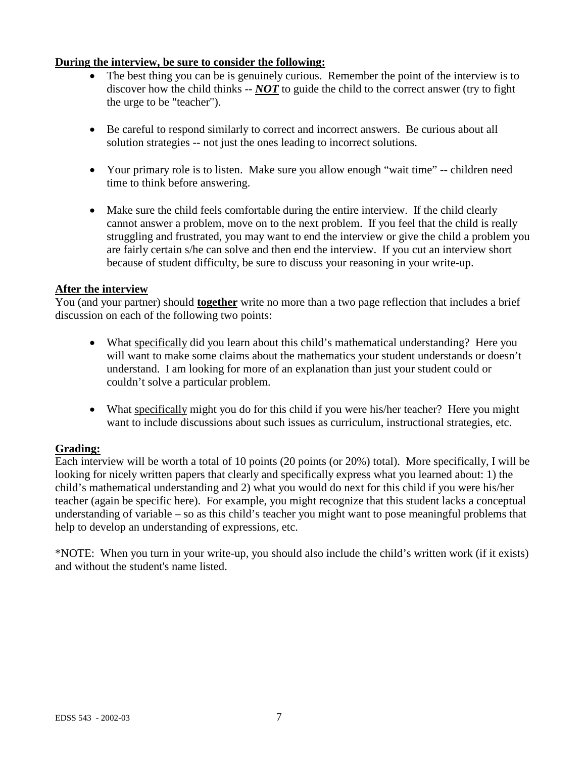**<u>During the interview, be sure to consider the following:</u>**

- The best thing you can be is genuinely curious. Remember the point of the interview is to discover how the child thinks -- ***<u>NOT</u>*** to guide the child to the correct answer (try to fight the urge to be "teacher").

- Be careful to respond similarly to correct and incorrect answers. Be curious about all solution strategies -- not just the ones leading to incorrect solutions.

- Your primary role is to listen. Make sure you allow enough "wait time" -- children need time to think before answering.

- Make sure the child feels comfortable during the entire interview. If the child clearly cannot answer a problem, move on to the next problem. If you feel that the child is really struggling and frustrated, you may want to end the interview or give the child a problem you are fairly certain s/he can solve and then end the interview. If you cut an interview short because of student difficulty, be sure to discuss your reasoning in your write-up.

**<u>After the interview</u>**

You (and your partner) should **<u>together</u>** write no more than a two page reflection that includes a brief discussion on each of the following two points:

- What <u>specifically</u> did you learn about this child's mathematical understanding? Here you will want to make some claims about the mathematics your student understands or doesn't understand. I am looking for more of an explanation than just your student could or couldn't solve a particular problem.

- What <u>specifically</u> might you do for this child if you were his/her teacher? Here you might want to include discussions about such issues as curriculum, instructional strategies, etc.

**<u>Grading:</u>**

Each interview will be worth a total of 10 points (20 points (or 20%) total). More specifically, I will be looking for nicely written papers that clearly and specifically express what you learned about: 1) the child's mathematical understanding and 2) what you would do next for this child if you were his/her teacher (again be specific here). For example, you might recognize that this student lacks a conceptual understanding of variable – so as this child's teacher you might want to pose meaningful problems that help to develop an understanding of expressions, etc.

*NOTE: When you turn in your write-up, you should also include the child's written work (if it exists) and without the student's name listed.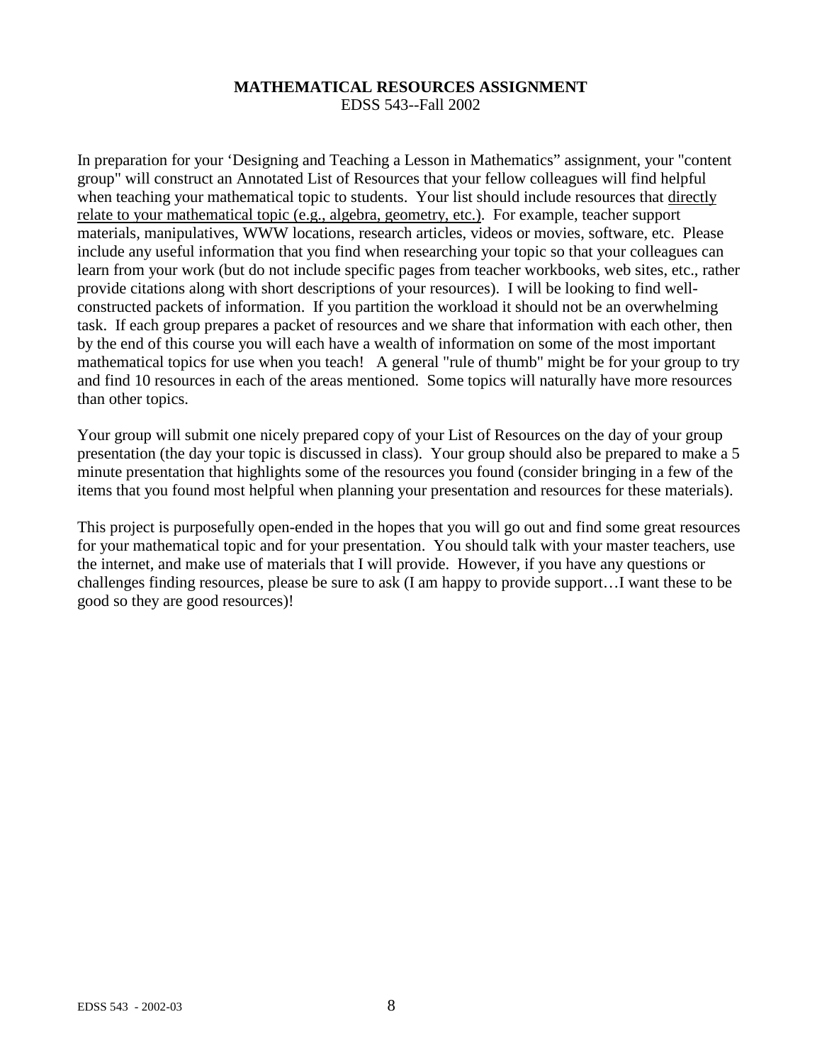**MATHEMATICAL RESOURCES ASSIGNMENT**

EDSS 543--Fall 2002

In preparation for your 'Designing and Teaching a Lesson in Mathematics" assignment, your "content group" will construct an Annotated List of Resources that your fellow colleagues will find helpful when teaching your mathematical topic to students. Your list should include resources that <u>directly relate to your mathematical topic (e.g., algebra, geometry, etc.)</u>. For example, teacher support materials, manipulatives, WWW locations, research articles, videos or movies, software, etc. Please include any useful information that you find when researching your topic so that your colleagues can learn from your work (but do not include specific pages from teacher workbooks, web sites, etc., rather provide citations along with short descriptions of your resources). I will be looking to find well-constructed packets of information. If you partition the workload it should not be an overwhelming task. If each group prepares a packet of resources and we share that information with each other, then by the end of this course you will each have a wealth of information on some of the most important mathematical topics for use when you teach! A general "rule of thumb" might be for your group to try and find 10 resources in each of the areas mentioned. Some topics will naturally have more resources than other topics.

Your group will submit one nicely prepared copy of your List of Resources on the day of your group presentation (the day your topic is discussed in class). Your group should also be prepared to make a 5 minute presentation that highlights some of the resources you found (consider bringing in a few of the items that you found most helpful when planning your presentation and resources for these materials).

This project is purposefully open-ended in the hopes that you will go out and find some great resources for your mathematical topic and for your presentation. You should talk with your master teachers, use the internet, and make use of materials that I will provide. However, if you have any questions or challenges finding resources, please be sure to ask (I am happy to provide support…I want these to be good so they are good resources)!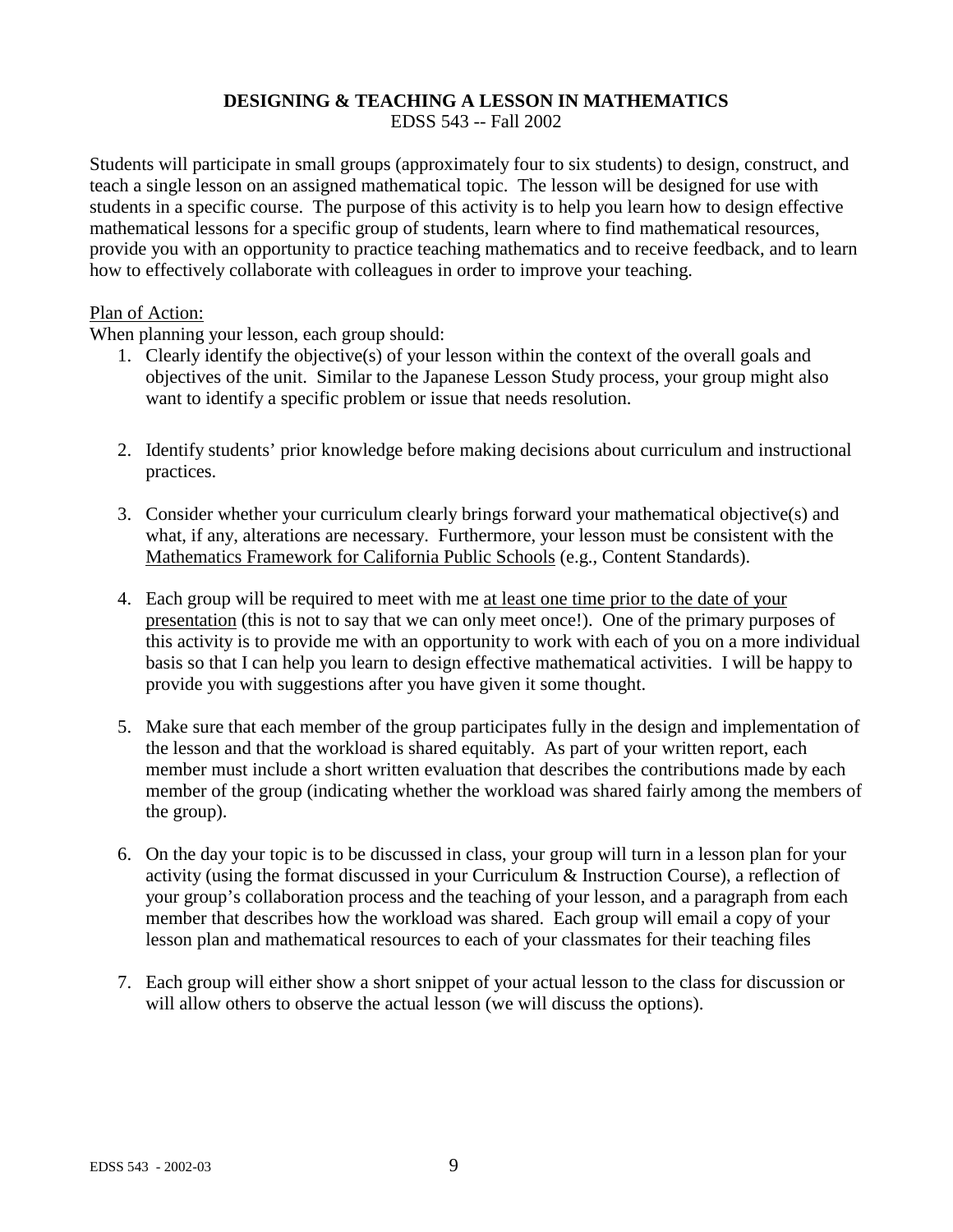**DESIGNING & TEACHING A LESSON IN MATHEMATICS**
EDSS 543 -- Fall 2002

Students will participate in small groups (approximately four to six students) to design, construct, and teach a single lesson on an assigned mathematical topic. The lesson will be designed for use with students in a specific course. The purpose of this activity is to help you learn how to design effective mathematical lessons for a specific group of students, learn where to find mathematical resources, provide you with an opportunity to practice teaching mathematics and to receive feedback, and to learn how to effectively collaborate with colleagues in order to improve your teaching.

Plan of Action:

When planning your lesson, each group should:

1. Clearly identify the objective(s) of your lesson within the context of the overall goals and objectives of the unit. Similar to the Japanese Lesson Study process, your group might also want to identify a specific problem or issue that needs resolution.

2. Identify students' prior knowledge before making decisions about curriculum and instructional practices.

3. Consider whether your curriculum clearly brings forward your mathematical objective(s) and what, if any, alterations are necessary. Furthermore, your lesson must be consistent with the Mathematics Framework for California Public Schools (e.g., Content Standards).

4. Each group will be required to meet with me at least one time prior to the date of your presentation (this is not to say that we can only meet once!). One of the primary purposes of this activity is to provide me with an opportunity to work with each of you on a more individual basis so that I can help you learn to design effective mathematical activities. I will be happy to provide you with suggestions after you have given it some thought.

5. Make sure that each member of the group participates fully in the design and implementation of the lesson and that the workload is shared equitably. As part of your written report, each member must include a short written evaluation that describes the contributions made by each member of the group (indicating whether the workload was shared fairly among the members of the group).

6. On the day your topic is to be discussed in class, your group will turn in a lesson plan for your activity (using the format discussed in your Curriculum & Instruction Course), a reflection of your group's collaboration process and the teaching of your lesson, and a paragraph from each member that describes how the workload was shared. Each group will email a copy of your lesson plan and mathematical resources to each of your classmates for their teaching files

7. Each group will either show a short snippet of your actual lesson to the class for discussion or will allow others to observe the actual lesson (we will discuss the options).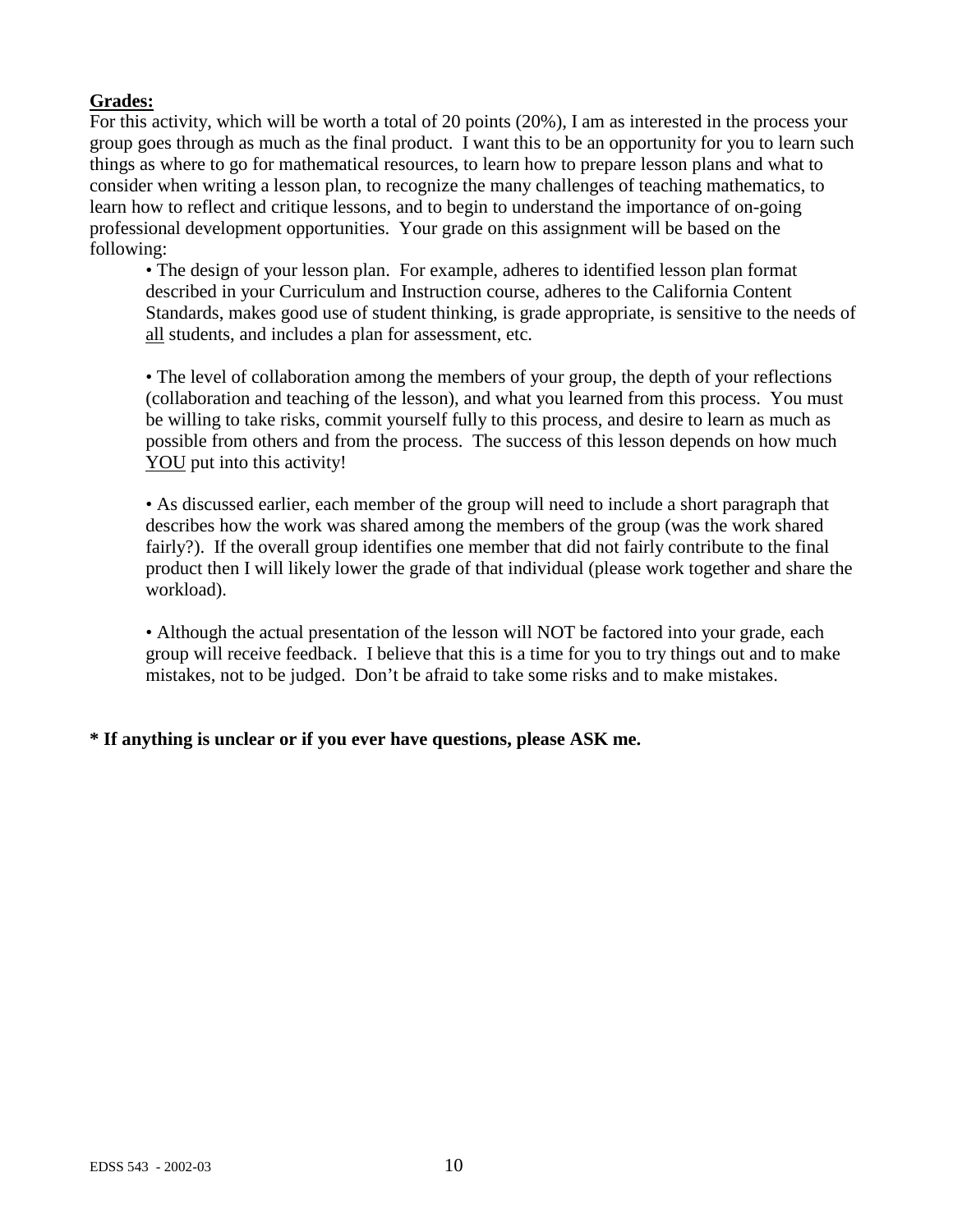**<u>Grades:</u>**

For this activity, which will be worth a total of 20 points (20%), I am as interested in the process your group goes through as much as the final product. I want this to be an opportunity for you to learn such things as where to go for mathematical resources, to learn how to prepare lesson plans and what to consider when writing a lesson plan, to recognize the many challenges of teaching mathematics, to learn how to reflect and critique lessons, and to begin to understand the importance of on-going professional development opportunities. Your grade on this assignment will be based on the following:

- The design of your lesson plan. For example, adheres to identified lesson plan format described in your Curriculum and Instruction course, adheres to the California Content Standards, makes good use of student thinking, is grade appropriate, is sensitive to the needs of <u>all</u> students, and includes a plan for assessment, etc.

- The level of collaboration among the members of your group, the depth of your reflections (collaboration and teaching of the lesson), and what you learned from this process. You must be willing to take risks, commit yourself fully to this process, and desire to learn as much as possible from others and from the process. The success of this lesson depends on how much <u>YOU</u> put into this activity!

- As discussed earlier, each member of the group will need to include a short paragraph that describes how the work was shared among the members of the group (was the work shared fairly?). If the overall group identifies one member that did not fairly contribute to the final product then I will likely lower the grade of that individual (please work together and share the workload).

- Although the actual presentation of the lesson will NOT be factored into your grade, each group will receive feedback. I believe that this is a time for you to try things out and to make mistakes, not to be judged. Don't be afraid to take some risks and to make mistakes.

**\* If anything is unclear or if you ever have questions, please ASK me.**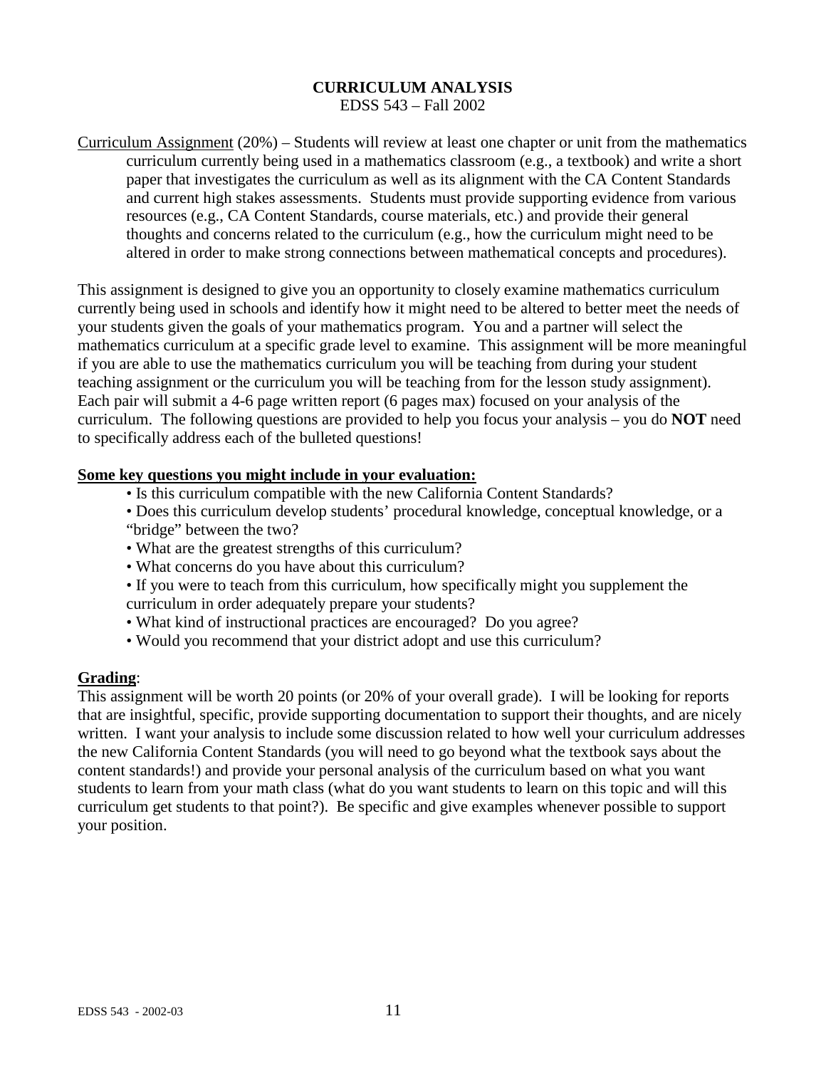# CURRICULUM ANALYSIS

EDSS 543 – Fall 2002

Curriculum Assignment (20%) – Students will review at least one chapter or unit from the mathematics curriculum currently being used in a mathematics classroom (e.g., a textbook) and write a short paper that investigates the curriculum as well as its alignment with the CA Content Standards and current high stakes assessments. Students must provide supporting evidence from various resources (e.g., CA Content Standards, course materials, etc.) and provide their general thoughts and concerns related to the curriculum (e.g., how the curriculum might need to be altered in order to make strong connections between mathematical concepts and procedures).

This assignment is designed to give you an opportunity to closely examine mathematics curriculum currently being used in schools and identify how it might need to be altered to better meet the needs of your students given the goals of your mathematics program. You and a partner will select the mathematics curriculum at a specific grade level to examine. This assignment will be more meaningful if you are able to use the mathematics curriculum you will be teaching from during your student teaching assignment or the curriculum you will be teaching from for the lesson study assignment). Each pair will submit a 4-6 page written report (6 pages max) focused on your analysis of the curriculum. The following questions are provided to help you focus your analysis – you do **NOT** need to specifically address each of the bulleted questions!

**Some key questions you might include in your evaluation:**

- Is this curriculum compatible with the new California Content Standards?
- Does this curriculum develop students' procedural knowledge, conceptual knowledge, or a "bridge" between the two?
- What are the greatest strengths of this curriculum?
- What concerns do you have about this curriculum?
- If you were to teach from this curriculum, how specifically might you supplement the curriculum in order adequately prepare your students?
- What kind of instructional practices are encouraged? Do you agree?
- Would you recommend that your district adopt and use this curriculum?

**Grading**:

This assignment will be worth 20 points (or 20% of your overall grade). I will be looking for reports that are insightful, specific, provide supporting documentation to support their thoughts, and are nicely written. I want your analysis to include some discussion related to how well your curriculum addresses the new California Content Standards (you will need to go beyond what the textbook says about the content standards!) and provide your personal analysis of the curriculum based on what you want students to learn from your math class (what do you want students to learn on this topic and will this curriculum get students to that point?). Be specific and give examples whenever possible to support your position.